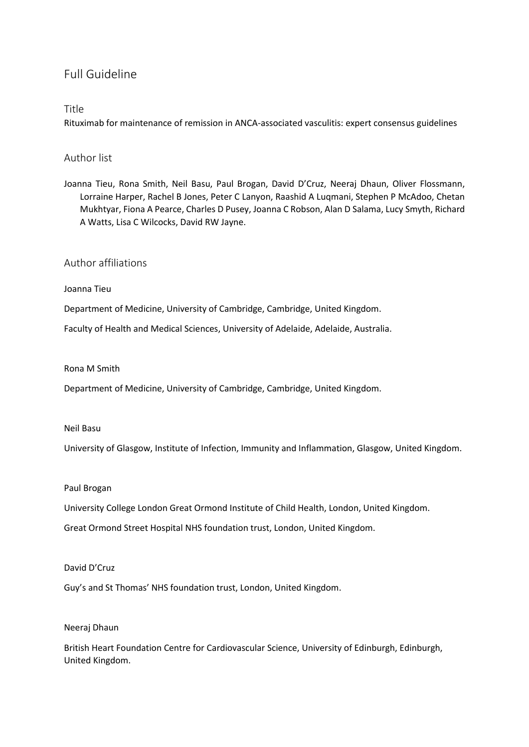# Full Guideline

## Title

Rituximab for maintenance of remission in ANCA-associated vasculitis: expert consensus guidelines

## Author list

Joanna Tieu, Rona Smith, Neil Basu, Paul Brogan, David D'Cruz, Neeraj Dhaun, Oliver Flossmann, Lorraine Harper, Rachel B Jones, Peter C Lanyon, Raashid A Luqmani, Stephen P McAdoo, Chetan Mukhtyar, Fiona A Pearce, Charles D Pusey, Joanna C Robson, Alan D Salama, Lucy Smyth, Richard A Watts, Lisa C Wilcocks, David RW Jayne.

## Author affiliations

Joanna Tieu

Department of Medicine, University of Cambridge, Cambridge, United Kingdom.

Faculty of Health and Medical Sciences, University of Adelaide, Adelaide, Australia.

Rona M Smith

Department of Medicine, University of Cambridge, Cambridge, United Kingdom.

Neil Basu

University of Glasgow, Institute of Infection, Immunity and Inflammation, Glasgow, United Kingdom.

Paul Brogan

University College London Great Ormond Institute of Child Health, London, United Kingdom.

Great Ormond Street Hospital NHS foundation trust, London, United Kingdom.

David D'Cruz

Guy's and St Thomas' NHS foundation trust, London, United Kingdom.

Neeraj Dhaun

British Heart Foundation Centre for Cardiovascular Science, University of Edinburgh, Edinburgh, United Kingdom.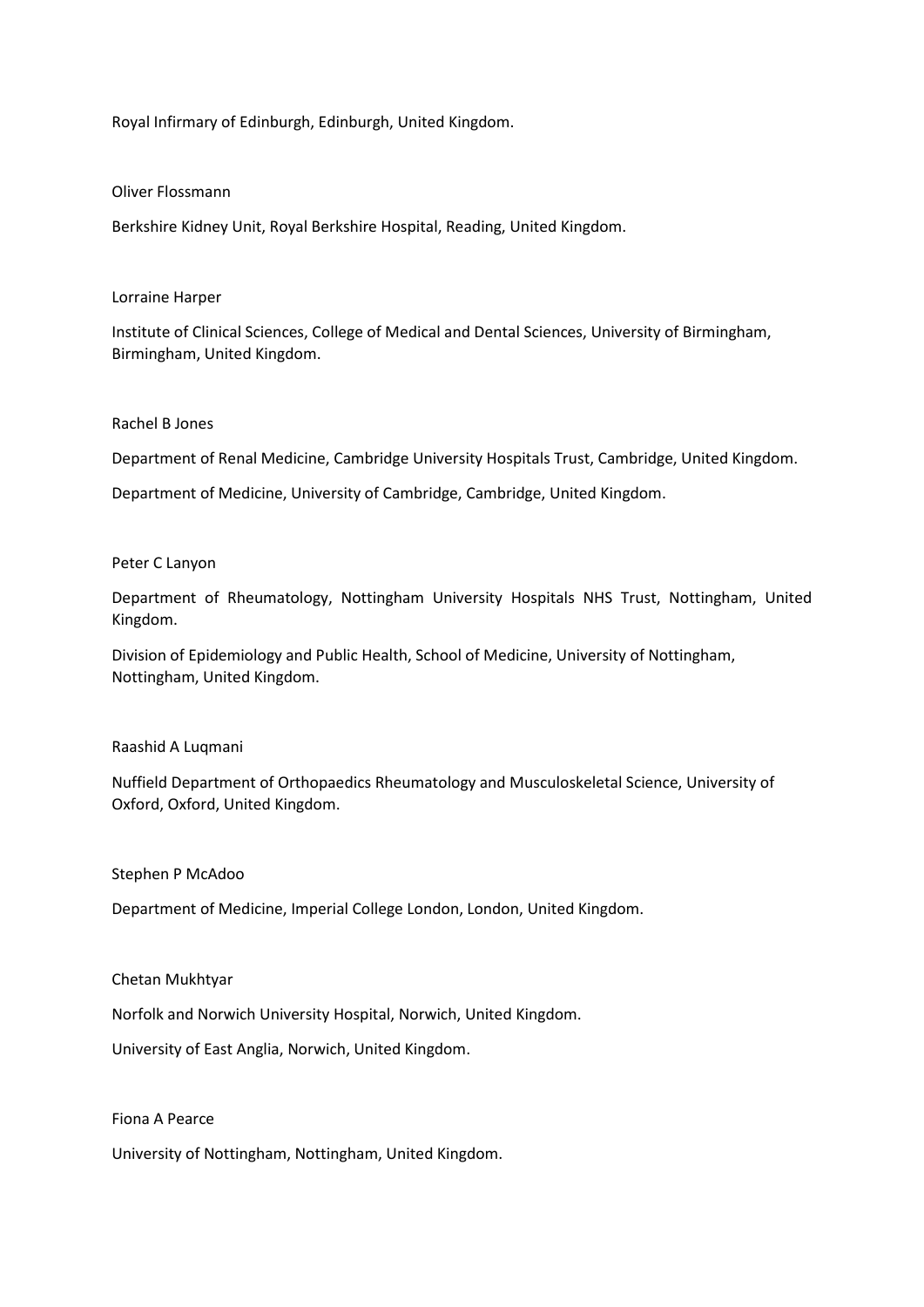Royal Infirmary of Edinburgh, Edinburgh, United Kingdom.

Oliver Flossmann

Berkshire Kidney Unit, Royal Berkshire Hospital, Reading, United Kingdom.

Lorraine Harper

Institute of Clinical Sciences, College of Medical and Dental Sciences, University of Birmingham, Birmingham, United Kingdom.

Rachel B Jones

Department of Renal Medicine, Cambridge University Hospitals Trust, Cambridge, United Kingdom.

Department of Medicine, University of Cambridge, Cambridge, United Kingdom.

Peter C Lanyon

Department of Rheumatology, Nottingham University Hospitals NHS Trust, Nottingham, United Kingdom.

Division of Epidemiology and Public Health, School of Medicine, University of Nottingham, Nottingham, United Kingdom.

Raashid A Luqmani

Nuffield Department of Orthopaedics Rheumatology and Musculoskeletal Science, University of Oxford, Oxford, United Kingdom.

Stephen P McAdoo

Department of Medicine, Imperial College London, London, United Kingdom.

Chetan Mukhtyar

Norfolk and Norwich University Hospital, Norwich, United Kingdom.

University of East Anglia, Norwich, United Kingdom.

Fiona A Pearce

University of Nottingham, Nottingham, United Kingdom.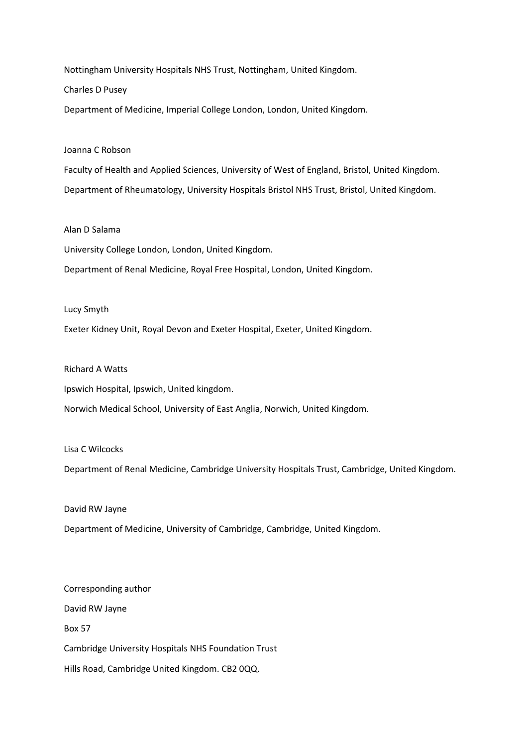Nottingham University Hospitals NHS Trust, Nottingham, United Kingdom.

Charles D Pusey

Department of Medicine, Imperial College London, London, United Kingdom.

Joanna C Robson

Faculty of Health and Applied Sciences, University of West of England, Bristol, United Kingdom.

Department of Rheumatology, University Hospitals Bristol NHS Trust, Bristol, United Kingdom.

Alan D Salama

University College London, London, United Kingdom.

Department of Renal Medicine, Royal Free Hospital, London, United Kingdom.

Lucy Smyth

Exeter Kidney Unit, Royal Devon and Exeter Hospital, Exeter, United Kingdom.

Richard A Watts

Ipswich Hospital, Ipswich, United kingdom.

Norwich Medical School, University of East Anglia, Norwich, United Kingdom.

Lisa C Wilcocks

Department of Renal Medicine, Cambridge University Hospitals Trust, Cambridge, United Kingdom.

David RW Jayne

Department of Medicine, University of Cambridge, Cambridge, United Kingdom.

Corresponding author

David RW Jayne

Box 57

Cambridge University Hospitals NHS Foundation Trust

Hills Road, Cambridge United Kingdom. CB2 0QQ.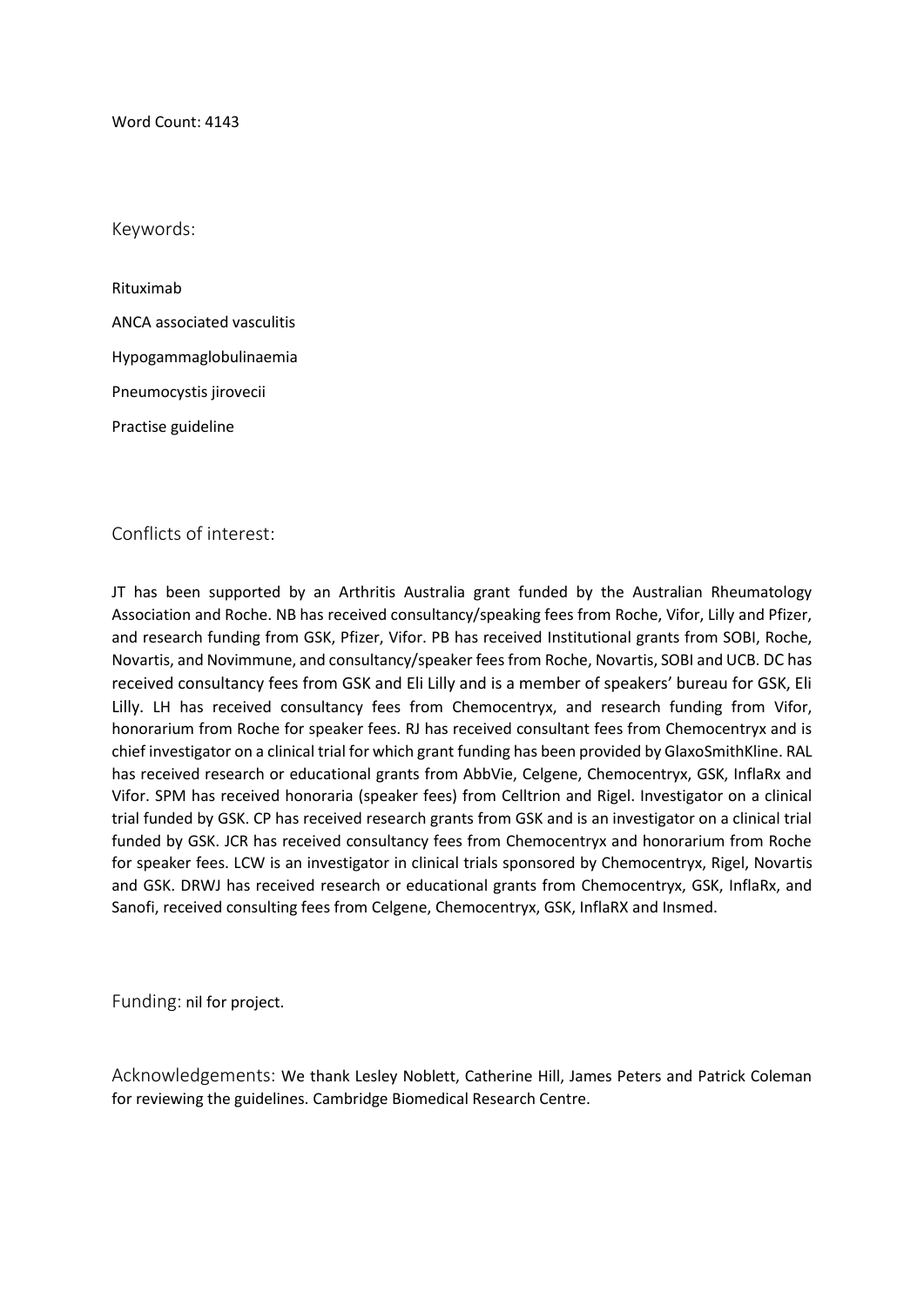Word Count: 4143

## Keywords:

Rituximab

ANCA associated vasculitis

Hypogammaglobulinaemia

Pneumocystis jirovecii

Practise guideline

## Conflicts of interest:

JT has been supported by an Arthritis Australia grant funded by the Australian Rheumatology Association and Roche. NB has received consultancy/speaking fees from Roche, Vifor, Lilly and Pfizer, and research funding from GSK, Pfizer, Vifor. PB has received Institutional grants from SOBI, Roche, Novartis, and Novimmune, and consultancy/speaker fees from Roche, Novartis, SOBI and UCB. DC has received consultancy fees from GSK and Eli Lilly and is a member of speakers' bureau for GSK, Eli Lilly. LH has received consultancy fees from Chemocentryx, and research funding from Vifor, honorarium from Roche for speaker fees. RJ has received consultant fees from Chemocentryx and is chief investigator on a clinical trial for which grant funding has been provided by GlaxoSmithKline. RAL has received research or educational grants from AbbVie, Celgene, Chemocentryx, GSK, InflaRx and Vifor. SPM has received honoraria (speaker fees) from Celltrion and Rigel. Investigator on a clinical trial funded by GSK. CP has received research grants from GSK and is an investigator on a clinical trial funded by GSK. JCR has received consultancy fees from Chemocentryx and honorarium from Roche for speaker fees. LCW is an investigator in clinical trials sponsored by Chemocentryx, Rigel, Novartis and GSK. DRWJ has received research or educational grants from Chemocentryx, GSK, InflaRx, and Sanofi, received consulting fees from Celgene, Chemocentryx, GSK, InflaRX and Insmed.

## Funding:

nil for project.

## Acknowledgements:

We thank Lesley Noblett, Catherine Hill, James Peters and Patrick Coleman for reviewing the guidelines. Cambridge Biomedical Research Centre.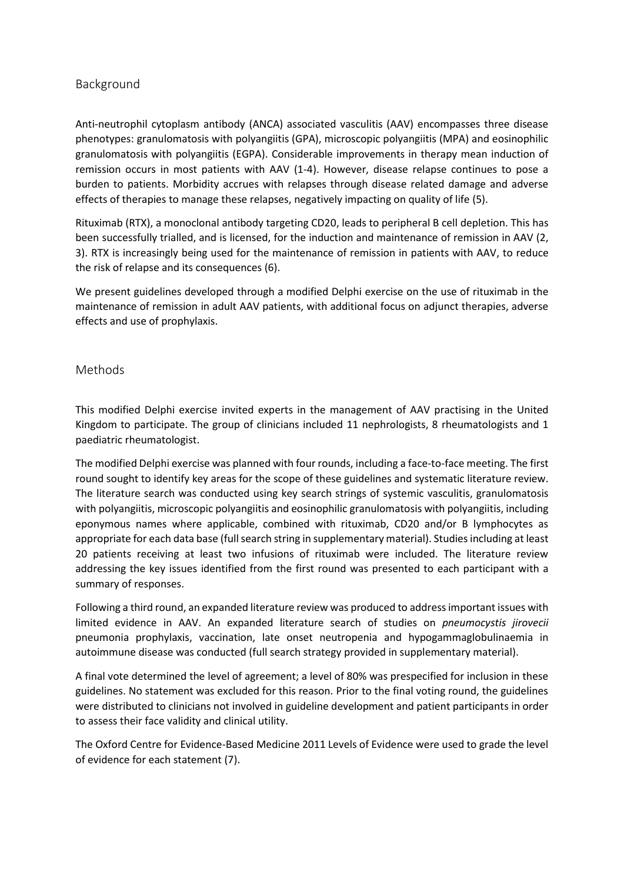## Background

Anti-neutrophil cytoplasm antibody (ANCA) associated vasculitis (AAV) encompasses three disease phenotypes: granulomatosis with polyangiitis (GPA), microscopic polyangiitis (MPA) and eosinophilic granulomatosis with polyangiitis (EGPA). Considerable improvements in therapy mean induction of remission occurs in most patients with AAV (1-4). However, disease relapse continues to pose a burden to patients. Morbidity accrues with relapses through disease related damage and adverse effects of therapies to manage these relapses, negatively impacting on quality of life (5).

Rituximab (RTX), a monoclonal antibody targeting CD20, leads to peripheral B cell depletion. This has been successfully trialled, and is licensed, for the induction and maintenance of remission in AAV (2, 3). RTX is increasingly being used for the maintenance of remission in patients with AAV, to reduce the risk of relapse and its consequences (6).

We present guidelines developed through a modified Delphi exercise on the use of rituximab in the maintenance of remission in adult AAV patients, with additional focus on adjunct therapies, adverse effects and use of prophylaxis.

## Methods

This modified Delphi exercise invited experts in the management of AAV practising in the United Kingdom to participate. The group of clinicians included 11 nephrologists, 8 rheumatologists and 1 paediatric rheumatologist.

The modified Delphi exercise was planned with four rounds, including a face-to-face meeting. The first round sought to identify key areas for the scope of these guidelines and systematic literature review. The literature search was conducted using key search strings of systemic vasculitis, granulomatosis with polyangiitis, microscopic polyangiitis and eosinophilic granulomatosis with polyangiitis, including eponymous names where applicable, combined with rituximab, CD20 and/or B lymphocytes as appropriate for each data base (full search string in supplementary material). Studies including at least 20 patients receiving at least two infusions of rituximab were included. The literature review addressing the key issues identified from the first round was presented to each participant with a summary of responses.

Following a third round, an expanded literature review was produced to address important issues with limited evidence in AAV. An expanded literature search of studies on *pneumocystis jirovecii* pneumonia prophylaxis, vaccination, late onset neutropenia and hypogammaglobulinaemia in autoimmune disease was conducted (full search strategy provided in supplementary material).

A final vote determined the level of agreement; a level of 80% was prespecified for inclusion in these guidelines. No statement was excluded for this reason. Prior to the final voting round, the guidelines were distributed to clinicians not involved in guideline development and patient participants in order to assess their face validity and clinical utility.

The Oxford Centre for Evidence-Based Medicine 2011 Levels of Evidence were used to grade the level of evidence for each statement (7).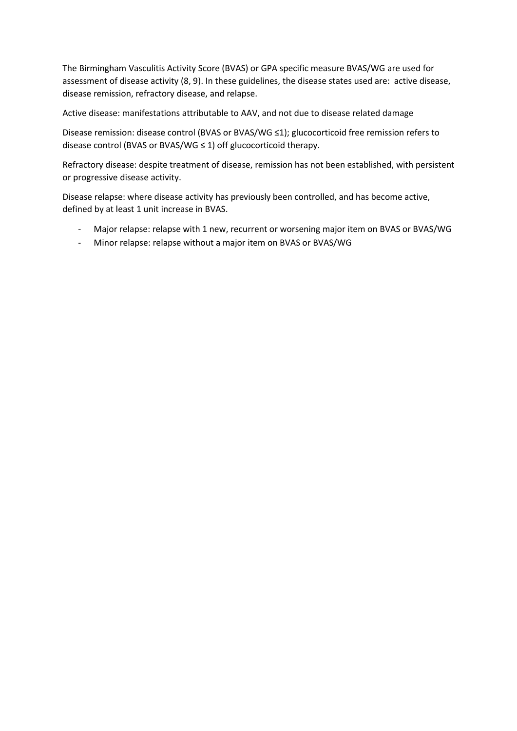The Birmingham Vasculitis Activity Score (BVAS) or GPA specific measure BVAS/WG are used for assessment of disease activity (8, 9). In these guidelines, the disease states used are: active disease, disease remission, refractory disease, and relapse.

Active disease: manifestations attributable to AAV, and not due to disease related damage

Disease remission: disease control (BVAS or BVAS/WG ≤1); glucocorticoid free remission refers to disease control (BVAS or BVAS/WG ≤ 1) off glucocorticoid therapy.

Refractory disease: despite treatment of disease, remission has not been established, with persistent or progressive disease activity.

Disease relapse: where disease activity has previously been controlled, and has become active, defined by at least 1 unit increase in BVAS.

- Major relapse: relapse with 1 new, recurrent or worsening major item on BVAS or BVAS/WG
- Minor relapse: relapse without a major item on BVAS or BVAS/WG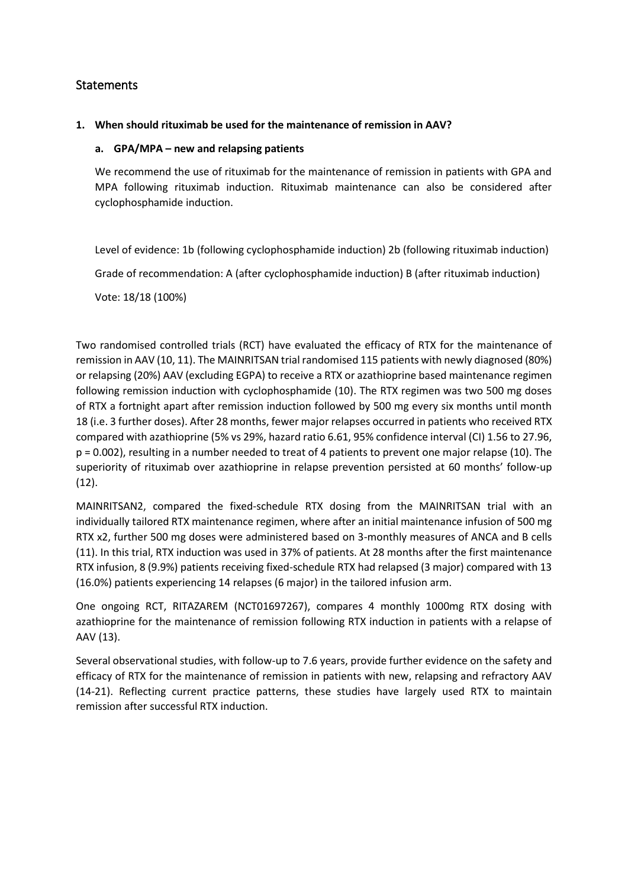## Statements

**1. When should rituximab be used for the maintenance of remission in AAV?**

**a. GPA/MPA – new and relapsing patients**

We recommend the use of rituximab for the maintenance of remission in patients with GPA and MPA following rituximab induction. Rituximab maintenance can also be considered after cyclophosphamide induction.

Level of evidence: 1b (following cyclophosphamide induction) 2b (following rituximab induction)

Grade of recommendation: A (after cyclophosphamide induction) B (after rituximab induction)

Vote: 18/18 (100%)

Two randomised controlled trials (RCT) have evaluated the efficacy of RTX for the maintenance of remission in AAV (10, 11). The MAINRITSAN trial randomised 115 patients with newly diagnosed (80%) or relapsing (20%) AAV (excluding EGPA) to receive a RTX or azathioprine based maintenance regimen following remission induction with cyclophosphamide (10). The RTX regimen was two 500 mg doses of RTX a fortnight apart after remission induction followed by 500 mg every six months until month 18 (i.e. 3 further doses). After 28 months, fewer major relapses occurred in patients who received RTX compared with azathioprine (5% vs 29%, hazard ratio 6.61, 95% confidence interval (CI) 1.56 to 27.96, $p = 0.002$), resulting in a number needed to treat of 4 patients to prevent one major relapse (10). The superiority of rituximab over azathioprine in relapse prevention persisted at 60 months' follow-up (12).

MAINRITSAN2, compared the fixed-schedule RTX dosing from the MAINRITSAN trial with an individually tailored RTX maintenance regimen, where after an initial maintenance infusion of 500 mg RTX x2, further 500 mg doses were administered based on 3-monthly measures of ANCA and B cells (11). In this trial, RTX induction was used in 37% of patients. At 28 months after the first maintenance RTX infusion, 8 (9.9%) patients receiving fixed-schedule RTX had relapsed (3 major) compared with 13 (16.0%) patients experiencing 14 relapses (6 major) in the tailored infusion arm.

One ongoing RCT, RITAZAREM (NCT01697267), compares 4 monthly 1000mg RTX dosing with azathioprine for the maintenance of remission following RTX induction in patients with a relapse of AAV (13).

Several observational studies, with follow-up to 7.6 years, provide further evidence on the safety and efficacy of RTX for the maintenance of remission in patients with new, relapsing and refractory AAV (14-21). Reflecting current practice patterns, these studies have largely used RTX to maintain remission after successful RTX induction.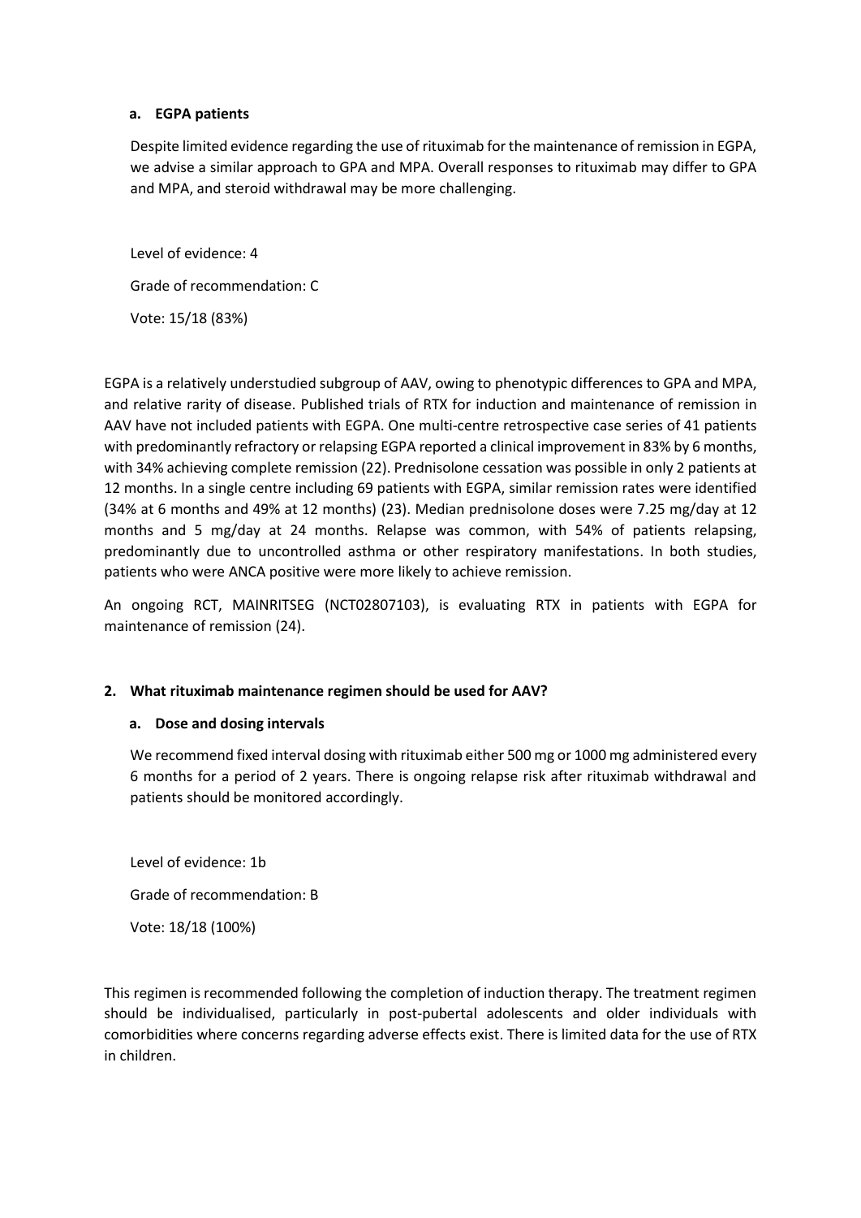#### a. EGPA patients

Despite limited evidence regarding the use of rituximab for the maintenance of remission in EGPA, we advise a similar approach to GPA and MPA. Overall responses to rituximab may differ to GPA and MPA, and steroid withdrawal may be more challenging.

Level of evidence: 4

Grade of recommendation: C

Vote: 15/18 (83%)

EGPA is a relatively understudied subgroup of AAV, owing to phenotypic differences to GPA and MPA, and relative rarity of disease. Published trials of RTX for induction and maintenance of remission in AAV have not included patients with EGPA. One multi-centre retrospective case series of 41 patients with predominantly refractory or relapsing EGPA reported a clinical improvement in 83% by 6 months, with 34% achieving complete remission (22). Prednisolone cessation was possible in only 2 patients at 12 months. In a single centre including 69 patients with EGPA, similar remission rates were identified (34% at 6 months and 49% at 12 months) (23). Median prednisolone doses were 7.25 mg/day at 12 months and 5 mg/day at 24 months. Relapse was common, with 54% of patients relapsing, predominantly due to uncontrolled asthma or other respiratory manifestations. In both studies, patients who were ANCA positive were more likely to achieve remission.

An ongoing RCT, MAINRITSEG (NCT02807103), is evaluating RTX in patients with EGPA for maintenance of remission (24).

### 2. What rituximab maintenance regimen should be used for AAV?

#### a. Dose and dosing intervals

We recommend fixed interval dosing with rituximab either 500 mg or 1000 mg administered every 6 months for a period of 2 years. There is ongoing relapse risk after rituximab withdrawal and patients should be monitored accordingly.

Level of evidence: 1b

Grade of recommendation: B

Vote: 18/18 (100%)

This regimen is recommended following the completion of induction therapy. The treatment regimen should be individualised, particularly in post-pubertal adolescents and older individuals with comorbidities where concerns regarding adverse effects exist. There is limited data for the use of RTX in children.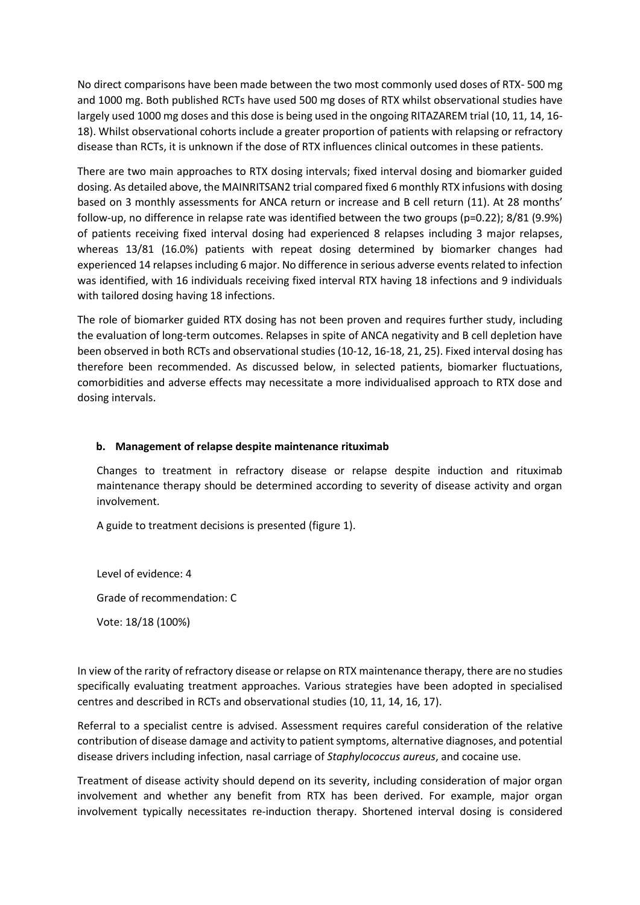No direct comparisons have been made between the two most commonly used doses of RTX- 500 mg and 1000 mg. Both published RCTs have used 500 mg doses of RTX whilst observational studies have largely used 1000 mg doses and this dose is being used in the ongoing RITAZAREM trial (10, 11, 14, 16-18). Whilst observational cohorts include a greater proportion of patients with relapsing or refractory disease than RCTs, it is unknown if the dose of RTX influences clinical outcomes in these patients.

There are two main approaches to RTX dosing intervals; fixed interval dosing and biomarker guided dosing. As detailed above, the MAINRITSAN2 trial compared fixed 6 monthly RTX infusions with dosing based on 3 monthly assessments for ANCA return or increase and B cell return (11). At 28 months' follow-up, no difference in relapse rate was identified between the two groups (p=0.22); 8/81 (9.9%) of patients receiving fixed interval dosing had experienced 8 relapses including 3 major relapses, whereas 13/81 (16.0%) patients with repeat dosing determined by biomarker changes had experienced 14 relapses including 6 major. No difference in serious adverse events related to infection was identified, with 16 individuals receiving fixed interval RTX having 18 infections and 9 individuals with tailored dosing having 18 infections.

The role of biomarker guided RTX dosing has not been proven and requires further study, including the evaluation of long-term outcomes. Relapses in spite of ANCA negativity and B cell depletion have been observed in both RCTs and observational studies (10-12, 16-18, 21, 25). Fixed interval dosing has therefore been recommended. As discussed below, in selected patients, biomarker fluctuations, comorbidities and adverse effects may necessitate a more individualised approach to RTX dose and dosing intervals.

**b. Management of relapse despite maintenance rituximab**

Changes to treatment in refractory disease or relapse despite induction and rituximab maintenance therapy should be determined according to severity of disease activity and organ involvement.

A guide to treatment decisions is presented (figure 1).

Level of evidence: 4

Grade of recommendation: C

Vote: 18/18 (100%)

In view of the rarity of refractory disease or relapse on RTX maintenance therapy, there are no studies specifically evaluating treatment approaches. Various strategies have been adopted in specialised centres and described in RCTs and observational studies (10, 11, 14, 16, 17).

Referral to a specialist centre is advised. Assessment requires careful consideration of the relative contribution of disease damage and activity to patient symptoms, alternative diagnoses, and potential disease drivers including infection, nasal carriage of *Staphylococcus aureus*, and cocaine use.

Treatment of disease activity should depend on its severity, including consideration of major organ involvement and whether any benefit from RTX has been derived. For example, major organ involvement typically necessitates re-induction therapy. Shortened interval dosing is considered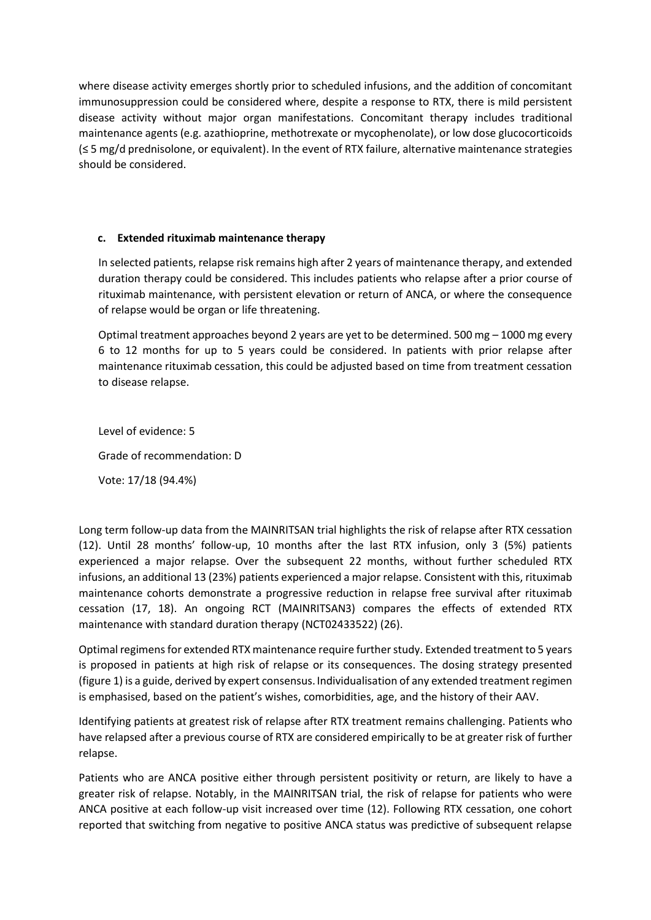where disease activity emerges shortly prior to scheduled infusions, and the addition of concomitant immunosuppression could be considered where, despite a response to RTX, there is mild persistent disease activity without major organ manifestations. Concomitant therapy includes traditional maintenance agents (e.g. azathioprine, methotrexate or mycophenolate), or low dose glucocorticoids (≤ 5 mg/d prednisolone, or equivalent). In the event of RTX failure, alternative maintenance strategies should be considered.

**c. Extended rituximab maintenance therapy**

In selected patients, relapse risk remains high after 2 years of maintenance therapy, and extended duration therapy could be considered. This includes patients who relapse after a prior course of rituximab maintenance, with persistent elevation or return of ANCA, or where the consequence of relapse would be organ or life threatening.

Optimal treatment approaches beyond 2 years are yet to be determined. 500 mg – 1000 mg every 6 to 12 months for up to 5 years could be considered. In patients with prior relapse after maintenance rituximab cessation, this could be adjusted based on time from treatment cessation to disease relapse.

Level of evidence: 5

Grade of recommendation: D

Vote: 17/18 (94.4%)

Long term follow-up data from the MAINRITSAN trial highlights the risk of relapse after RTX cessation (12). Until 28 months' follow-up, 10 months after the last RTX infusion, only 3 (5%) patients experienced a major relapse. Over the subsequent 22 months, without further scheduled RTX infusions, an additional 13 (23%) patients experienced a major relapse. Consistent with this, rituximab maintenance cohorts demonstrate a progressive reduction in relapse free survival after rituximab cessation (17, 18). An ongoing RCT (MAINRITSAN3) compares the effects of extended RTX maintenance with standard duration therapy (NCT02433522) (26).

Optimal regimens for extended RTX maintenance require further study. Extended treatment to 5 years is proposed in patients at high risk of relapse or its consequences. The dosing strategy presented (figure 1) is a guide, derived by expert consensus. Individualisation of any extended treatment regimen is emphasised, based on the patient's wishes, comorbidities, age, and the history of their AAV.

Identifying patients at greatest risk of relapse after RTX treatment remains challenging. Patients who have relapsed after a previous course of RTX are considered empirically to be at greater risk of further relapse.

Patients who are ANCA positive either through persistent positivity or return, are likely to have a greater risk of relapse. Notably, in the MAINRITSAN trial, the risk of relapse for patients who were ANCA positive at each follow-up visit increased over time (12). Following RTX cessation, one cohort reported that switching from negative to positive ANCA status was predictive of subsequent relapse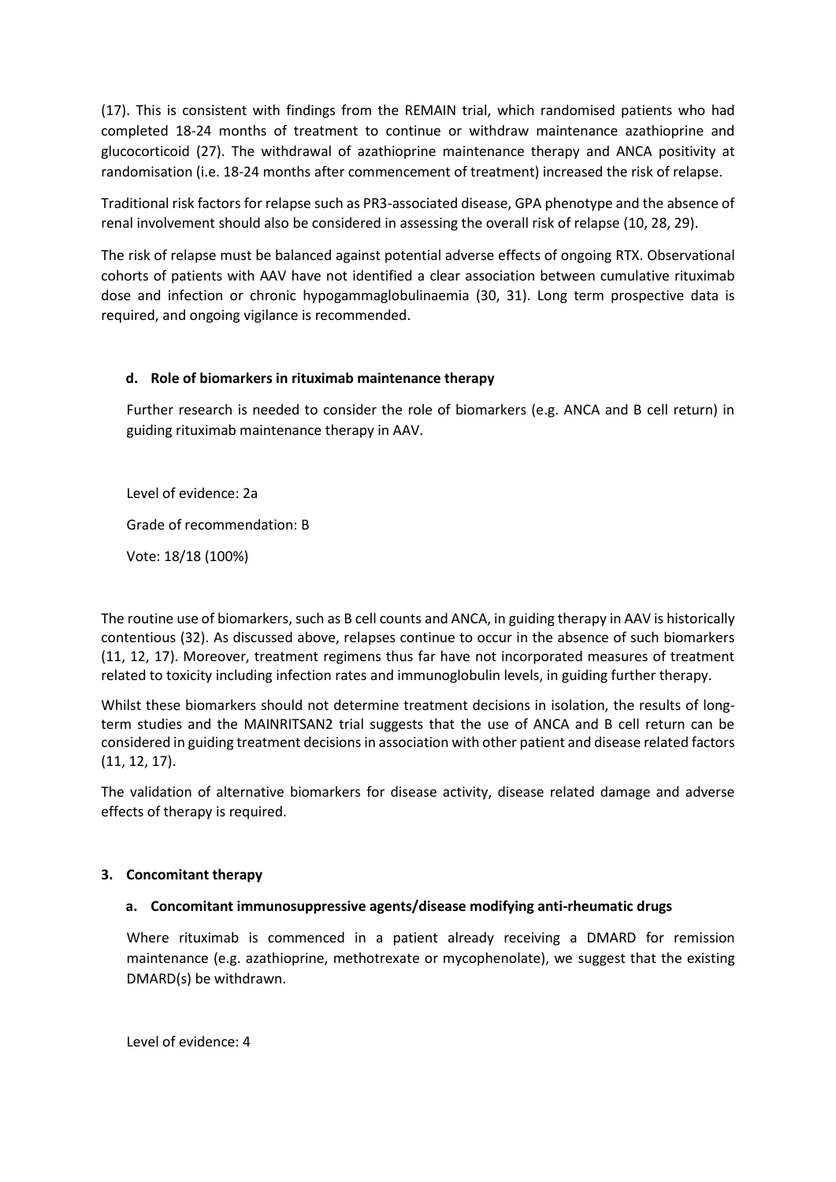(17). This is consistent with findings from the REMAIN trial, which randomised patients who had completed 18-24 months of treatment to continue or withdraw maintenance azathioprine and glucocorticoid (27). The withdrawal of azathioprine maintenance therapy and ANCA positivity at randomisation (i.e. 18-24 months after commencement of treatment) increased the risk of relapse.

Traditional risk factors for relapse such as PR3-associated disease, GPA phenotype and the absence of renal involvement should also be considered in assessing the overall risk of relapse (10, 28, 29).

The risk of relapse must be balanced against potential adverse effects of ongoing RTX. Observational cohorts of patients with AAV have not identified a clear association between cumulative rituximab dose and infection or chronic hypogammaglobulinaemia (30, 31). Long term prospective data is required, and ongoing vigilance is recommended.

#### d. Role of biomarkers in rituximab maintenance therapy

Further research is needed to consider the role of biomarkers (e.g. ANCA and B cell return) in guiding rituximab maintenance therapy in AAV.

Level of evidence: 2a

Grade of recommendation: B

Vote: 18/18 (100%)

The routine use of biomarkers, such as B cell counts and ANCA, in guiding therapy in AAV is historically contentious (32). As discussed above, relapses continue to occur in the absence of such biomarkers (11, 12, 17). Moreover, treatment regimens thus far have not incorporated measures of treatment related to toxicity including infection rates and immunoglobulin levels, in guiding further therapy.

Whilst these biomarkers should not determine treatment decisions in isolation, the results of long-term studies and the MAINRITSAN2 trial suggests that the use of ANCA and B cell return can be considered in guiding treatment decisions in association with other patient and disease related factors (11, 12, 17).

The validation of alternative biomarkers for disease activity, disease related damage and adverse effects of therapy is required.

### 3. Concomitant therapy

#### a. Concomitant immunosuppressive agents/disease modifying anti-rheumatic drugs

Where rituximab is commenced in a patient already receiving a DMARD for remission maintenance (e.g. azathioprine, methotrexate or mycophenolate), we suggest that the existing DMARD(s) be withdrawn.

Level of evidence: 4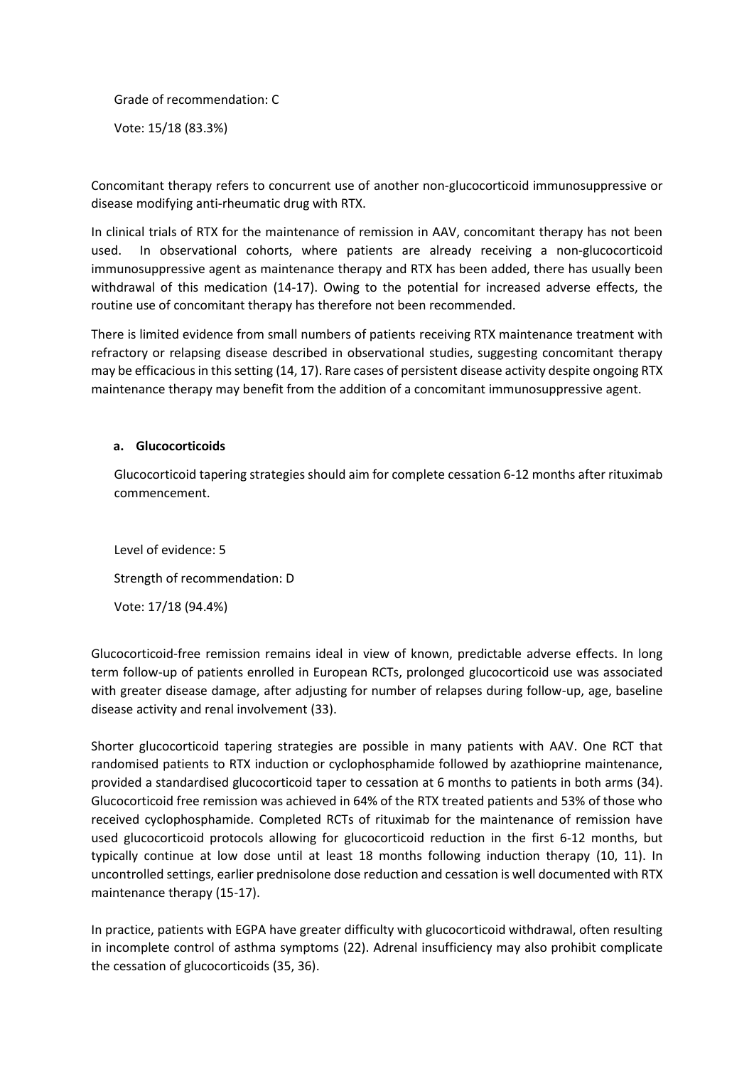Grade of recommendation: C

Vote: 15/18 (83.3%)

Concomitant therapy refers to concurrent use of another non-glucocorticoid immunosuppressive or disease modifying anti-rheumatic drug with RTX.

In clinical trials of RTX for the maintenance of remission in AAV, concomitant therapy has not been used. In observational cohorts, where patients are already receiving a non-glucocorticoid immunosuppressive agent as maintenance therapy and RTX has been added, there has usually been withdrawal of this medication (14-17). Owing to the potential for increased adverse effects, the routine use of concomitant therapy has therefore not been recommended.

There is limited evidence from small numbers of patients receiving RTX maintenance treatment with refractory or relapsing disease described in observational studies, suggesting concomitant therapy may be efficacious in this setting (14, 17). Rare cases of persistent disease activity despite ongoing RTX maintenance therapy may benefit from the addition of a concomitant immunosuppressive agent.

**a. Glucocorticoids**

Glucocorticoid tapering strategies should aim for complete cessation 6-12 months after rituximab commencement.

Level of evidence: 5

Strength of recommendation: D

Vote: 17/18 (94.4%)

Glucocorticoid-free remission remains ideal in view of known, predictable adverse effects. In long term follow-up of patients enrolled in European RCTs, prolonged glucocorticoid use was associated with greater disease damage, after adjusting for number of relapses during follow-up, age, baseline disease activity and renal involvement (33).

Shorter glucocorticoid tapering strategies are possible in many patients with AAV. One RCT that randomised patients to RTX induction or cyclophosphamide followed by azathioprine maintenance, provided a standardised glucocorticoid taper to cessation at 6 months to patients in both arms (34). Glucocorticoid free remission was achieved in 64% of the RTX treated patients and 53% of those who received cyclophosphamide. Completed RCTs of rituximab for the maintenance of remission have used glucocorticoid protocols allowing for glucocorticoid reduction in the first 6-12 months, but typically continue at low dose until at least 18 months following induction therapy (10, 11). In uncontrolled settings, earlier prednisolone dose reduction and cessation is well documented with RTX maintenance therapy (15-17).

In practice, patients with EGPA have greater difficulty with glucocorticoid withdrawal, often resulting in incomplete control of asthma symptoms (22). Adrenal insufficiency may also prohibit complicate the cessation of glucocorticoids (35, 36).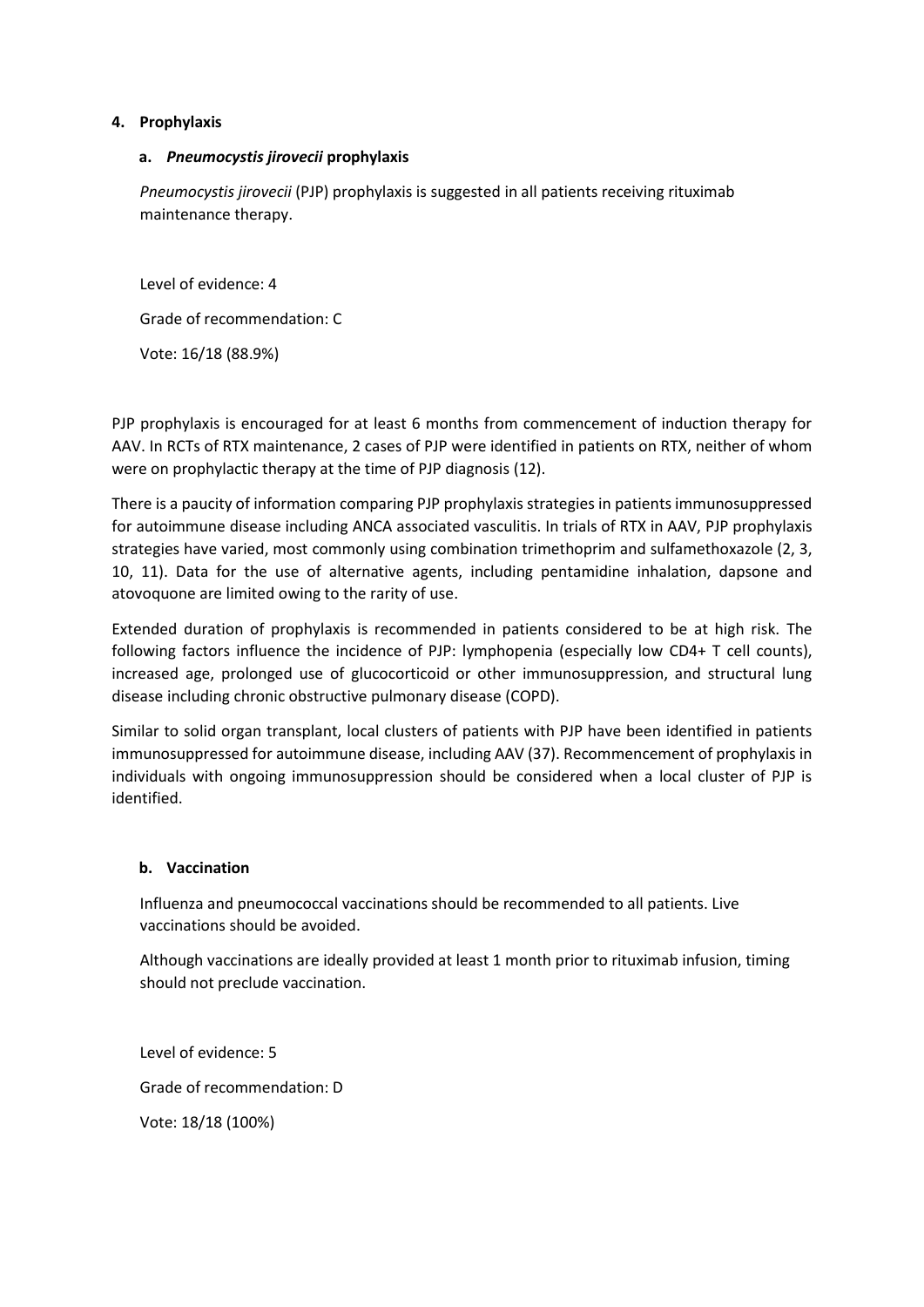## 4. Prophylaxis

### a. *Pneumocystis jirovecii* prophylaxis

*Pneumocystis jirovecii* (PJP) prophylaxis is suggested in all patients receiving rituximab maintenance therapy.

Level of evidence: 4

Grade of recommendation: C

Vote: 16/18 (88.9%)

PJP prophylaxis is encouraged for at least 6 months from commencement of induction therapy for AAV. In RCTs of RTX maintenance, 2 cases of PJP were identified in patients on RTX, neither of whom were on prophylactic therapy at the time of PJP diagnosis (12).

There is a paucity of information comparing PJP prophylaxis strategies in patients immunosuppressed for autoimmune disease including ANCA associated vasculitis. In trials of RTX in AAV, PJP prophylaxis strategies have varied, most commonly using combination trimethoprim and sulfamethoxazole (2, 3, 10, 11). Data for the use of alternative agents, including pentamidine inhalation, dapsone and atovoquone are limited owing to the rarity of use.

Extended duration of prophylaxis is recommended in patients considered to be at high risk. The following factors influence the incidence of PJP: lymphopenia (especially low CD4+ T cell counts), increased age, prolonged use of glucocorticoid or other immunosuppression, and structural lung disease including chronic obstructive pulmonary disease (COPD).

Similar to solid organ transplant, local clusters of patients with PJP have been identified in patients immunosuppressed for autoimmune disease, including AAV (37). Recommencement of prophylaxis in individuals with ongoing immunosuppression should be considered when a local cluster of PJP is identified.

### b. Vaccination

Influenza and pneumococcal vaccinations should be recommended to all patients. Live vaccinations should be avoided.

Although vaccinations are ideally provided at least 1 month prior to rituximab infusion, timing should not preclude vaccination.

Level of evidence: 5

Grade of recommendation: D

Vote: 18/18 (100%)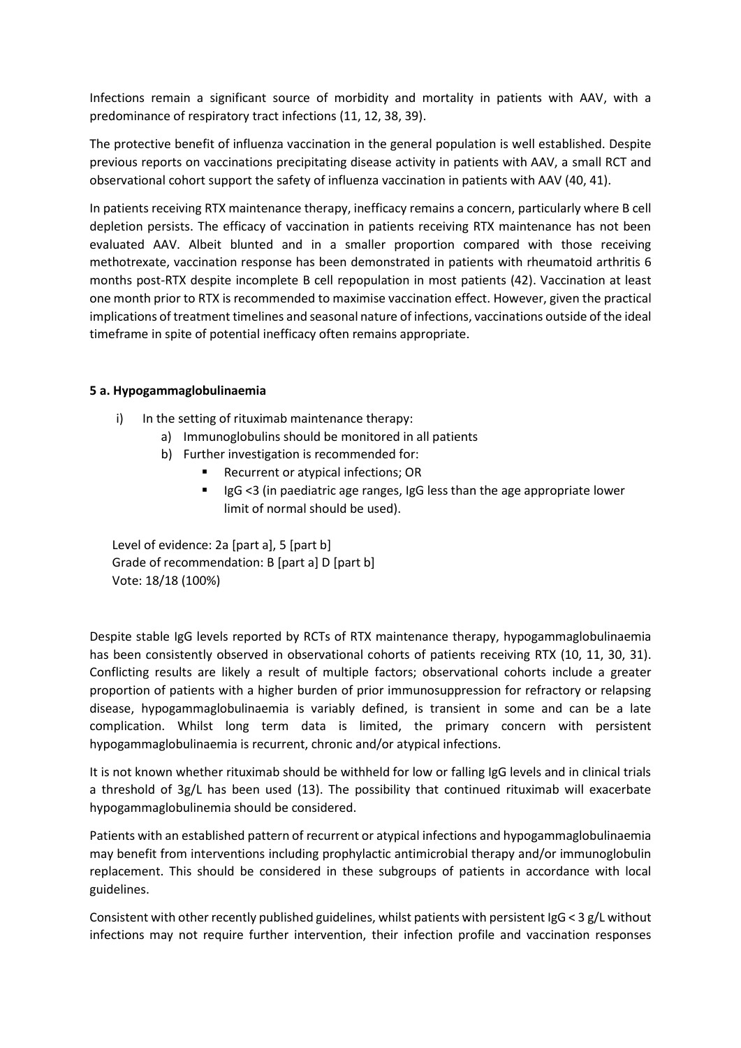Infections remain a significant source of morbidity and mortality in patients with AAV, with a predominance of respiratory tract infections (11, 12, 38, 39).

The protective benefit of influenza vaccination in the general population is well established. Despite previous reports on vaccinations precipitating disease activity in patients with AAV, a small RCT and observational cohort support the safety of influenza vaccination in patients with AAV (40, 41).

In patients receiving RTX maintenance therapy, inefficacy remains a concern, particularly where B cell depletion persists. The efficacy of vaccination in patients receiving RTX maintenance has not been evaluated AAV. Albeit blunted and in a smaller proportion compared with those receiving methotrexate, vaccination response has been demonstrated in patients with rheumatoid arthritis 6 months post-RTX despite incomplete B cell repopulation in most patients (42). Vaccination at least one month prior to RTX is recommended to maximise vaccination effect. However, given the practical implications of treatment timelines and seasonal nature of infections, vaccinations outside of the ideal timeframe in spite of potential inefficacy often remains appropriate.

### 5 a. Hypogammaglobulinaemia

i) In the setting of rituximab maintenance therapy:
   a) Immunoglobulins should be monitored in all patients
   b) Further investigation is recommended for:
      - Recurrent or atypical infections; OR
      - IgG <3 (in paediatric age ranges, IgG less than the age appropriate lower limit of normal should be used).

Level of evidence: 2a [part a], 5 [part b]
Grade of recommendation: B [part a] D [part b]
Vote: 18/18 (100%)

Despite stable IgG levels reported by RCTs of RTX maintenance therapy, hypogammaglobulinaemia has been consistently observed in observational cohorts of patients receiving RTX (10, 11, 30, 31). Conflicting results are likely a result of multiple factors; observational cohorts include a greater proportion of patients with a higher burden of prior immunosuppression for refractory or relapsing disease, hypogammaglobulinaemia is variably defined, is transient in some and can be a late complication. Whilst long term data is limited, the primary concern with persistent hypogammaglobulinaemia is recurrent, chronic and/or atypical infections.

It is not known whether rituximab should be withheld for low or falling IgG levels and in clinical trials a threshold of 3g/L has been used (13). The possibility that continued rituximab will exacerbate hypogammaglobulinemia should be considered.

Patients with an established pattern of recurrent or atypical infections and hypogammaglobulinaemia may benefit from interventions including prophylactic antimicrobial therapy and/or immunoglobulin replacement. This should be considered in these subgroups of patients in accordance with local guidelines.

Consistent with other recently published guidelines, whilst patients with persistent IgG < 3 g/L without infections may not require further intervention, their infection profile and vaccination responses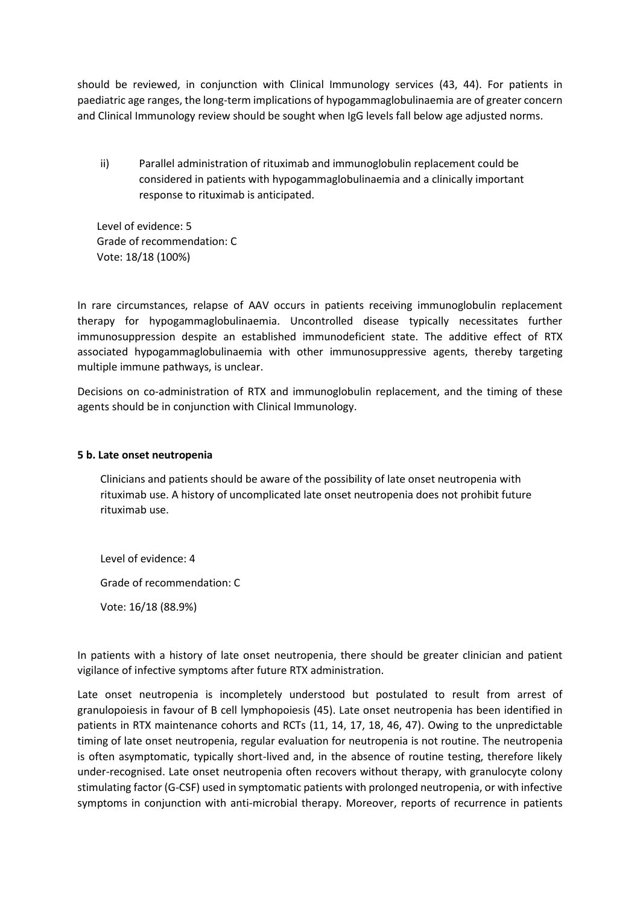should be reviewed, in conjunction with Clinical Immunology services (43, 44). For patients in paediatric age ranges, the long-term implications of hypogammaglobulinaemia are of greater concern and Clinical Immunology review should be sought when IgG levels fall below age adjusted norms.

ii) Parallel administration of rituximab and immunoglobulin replacement could be considered in patients with hypogammaglobulinaemia and a clinically important response to rituximab is anticipated.

Level of evidence: 5
Grade of recommendation: C
Vote: 18/18 (100%)

In rare circumstances, relapse of AAV occurs in patients receiving immunoglobulin replacement therapy for hypogammaglobulinaemia. Uncontrolled disease typically necessitates further immunosuppression despite an established immunodeficient state. The additive effect of RTX associated hypogammaglobulinaemia with other immunosuppressive agents, thereby targeting multiple immune pathways, is unclear.

Decisions on co-administration of RTX and immunoglobulin replacement, and the timing of these agents should be in conjunction with Clinical Immunology.

**5 b. Late onset neutropenia**

Clinicians and patients should be aware of the possibility of late onset neutropenia with rituximab use. A history of uncomplicated late onset neutropenia does not prohibit future rituximab use.

Level of evidence: 4

Grade of recommendation: C

Vote: 16/18 (88.9%)

In patients with a history of late onset neutropenia, there should be greater clinician and patient vigilance of infective symptoms after future RTX administration.

Late onset neutropenia is incompletely understood but postulated to result from arrest of granulopoiesis in favour of B cell lymphopoiesis (45). Late onset neutropenia has been identified in patients in RTX maintenance cohorts and RCTs (11, 14, 17, 18, 46, 47). Owing to the unpredictable timing of late onset neutropenia, regular evaluation for neutropenia is not routine. The neutropenia is often asymptomatic, typically short-lived and, in the absence of routine testing, therefore likely under-recognised. Late onset neutropenia often recovers without therapy, with granulocyte colony stimulating factor (G-CSF) used in symptomatic patients with prolonged neutropenia, or with infective symptoms in conjunction with anti-microbial therapy. Moreover, reports of recurrence in patients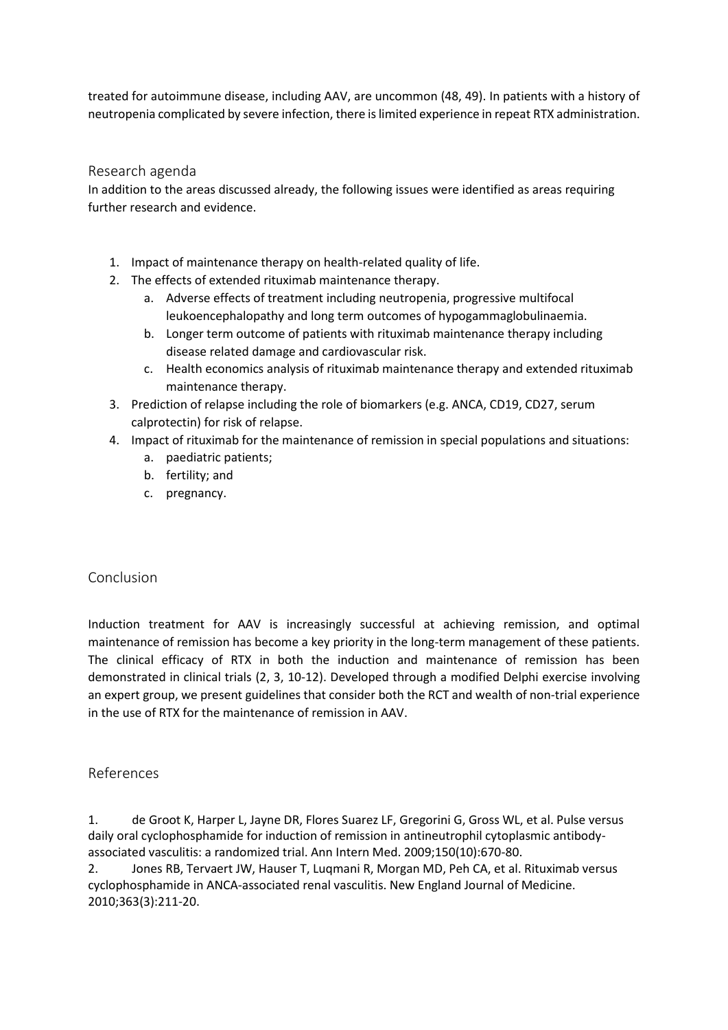treated for autoimmune disease, including AAV, are uncommon (48, 49). In patients with a history of neutropenia complicated by severe infection, there is limited experience in repeat RTX administration.

## Research agenda

In addition to the areas discussed already, the following issues were identified as areas requiring further research and evidence.

1. Impact of maintenance therapy on health-related quality of life.
2. The effects of extended rituximab maintenance therapy.
   a. Adverse effects of treatment including neutropenia, progressive multifocal leukoencephalopathy and long term outcomes of hypogammaglobulinaemia.
   b. Longer term outcome of patients with rituximab maintenance therapy including disease related damage and cardiovascular risk.
   c. Health economics analysis of rituximab maintenance therapy and extended rituximab maintenance therapy.
3. Prediction of relapse including the role of biomarkers (e.g. ANCA, CD19, CD27, serum calprotectin) for risk of relapse.
4. Impact of rituximab for the maintenance of remission in special populations and situations:
   a. paediatric patients;
   b. fertility; and
   c. pregnancy.

## Conclusion

Induction treatment for AAV is increasingly successful at achieving remission, and optimal maintenance of remission has become a key priority in the long-term management of these patients. The clinical efficacy of RTX in both the induction and maintenance of remission has been demonstrated in clinical trials (2, 3, 10-12). Developed through a modified Delphi exercise involving an expert group, we present guidelines that consider both the RCT and wealth of non-trial experience in the use of RTX for the maintenance of remission in AAV.

## References

1. de Groot K, Harper L, Jayne DR, Flores Suarez LF, Gregorini G, Gross WL, et al. Pulse versus daily oral cyclophosphamide for induction of remission in antineutrophil cytoplasmic antibody-associated vasculitis: a randomized trial. Ann Intern Med. 2009;150(10):670-80.
2. Jones RB, Tervaert JW, Hauser T, Luqmani R, Morgan MD, Peh CA, et al. Rituximab versus cyclophosphamide in ANCA-associated renal vasculitis. New England Journal of Medicine. 2010;363(3):211-20.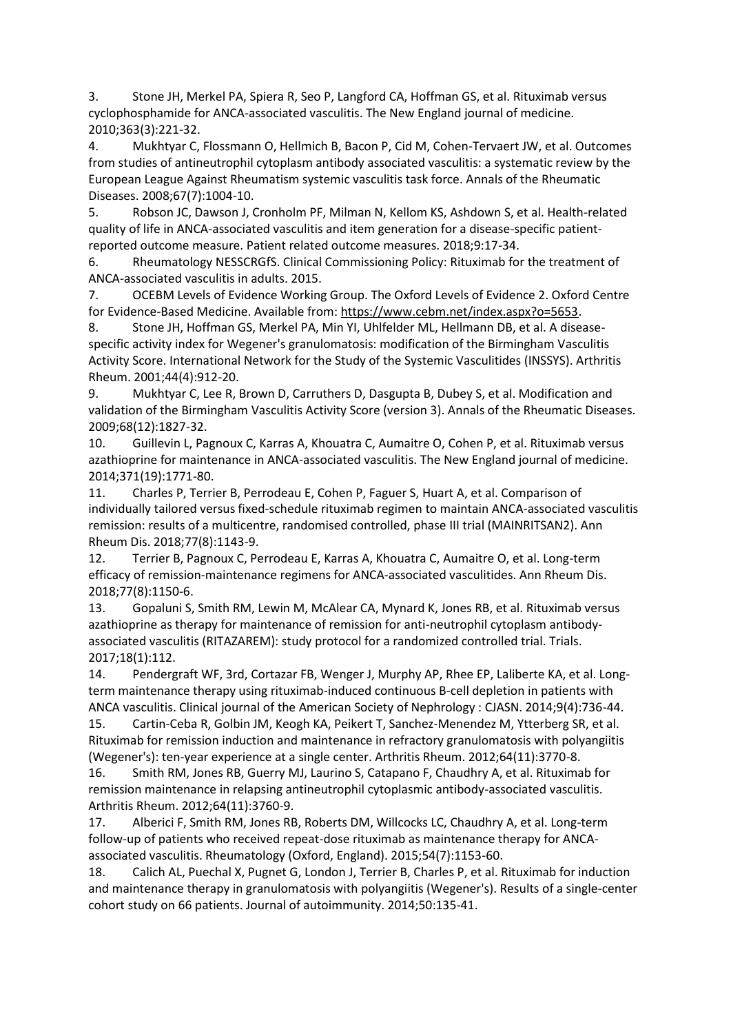3. Stone JH, Merkel PA, Spiera R, Seo P, Langford CA, Hoffman GS, et al. Rituximab versus cyclophosphamide for ANCA-associated vasculitis. The New England journal of medicine. 2010;363(3):221-32.

4. Mukhtyar C, Flossmann O, Hellmich B, Bacon P, Cid M, Cohen-Tervaert JW, et al. Outcomes from studies of antineutrophil cytoplasm antibody associated vasculitis: a systematic review by the European League Against Rheumatism systemic vasculitis task force. Annals of the Rheumatic Diseases. 2008;67(7):1004-10.

5. Robson JC, Dawson J, Cronholm PF, Milman N, Kellom KS, Ashdown S, et al. Health-related quality of life in ANCA-associated vasculitis and item generation for a disease-specific patient-reported outcome measure. Patient related outcome measures. 2018;9:17-34.

6. Rheumatology NESSCRGfS. Clinical Commissioning Policy: Rituximab for the treatment of ANCA-associated vasculitis in adults. 2015.

7. OCEBM Levels of Evidence Working Group. The Oxford Levels of Evidence 2. Oxford Centre for Evidence-Based Medicine. Available from: https://www.cebm.net/index.aspx?o=5653.

8. Stone JH, Hoffman GS, Merkel PA, Min YI, Uhlfelder ML, Hellmann DB, et al. A disease-specific activity index for Wegener's granulomatosis: modification of the Birmingham Vasculitis Activity Score. International Network for the Study of the Systemic Vasculitides (INSSYS). Arthritis Rheum. 2001;44(4):912-20.

9. Mukhtyar C, Lee R, Brown D, Carruthers D, Dasgupta B, Dubey S, et al. Modification and validation of the Birmingham Vasculitis Activity Score (version 3). Annals of the Rheumatic Diseases. 2009;68(12):1827-32.

10. Guillevin L, Pagnoux C, Karras A, Khouatra C, Aumaitre O, Cohen P, et al. Rituximab versus azathioprine for maintenance in ANCA-associated vasculitis. The New England journal of medicine. 2014;371(19):1771-80.

11. Charles P, Terrier B, Perrodeau E, Cohen P, Faguer S, Huart A, et al. Comparison of individually tailored versus fixed-schedule rituximab regimen to maintain ANCA-associated vasculitis remission: results of a multicentre, randomised controlled, phase III trial (MAINRITSAN2). Ann Rheum Dis. 2018;77(8):1143-9.

12. Terrier B, Pagnoux C, Perrodeau E, Karras A, Khouatra C, Aumaitre O, et al. Long-term efficacy of remission-maintenance regimens for ANCA-associated vasculitides. Ann Rheum Dis. 2018;77(8):1150-6.

13. Gopaluni S, Smith RM, Lewin M, McAlear CA, Mynard K, Jones RB, et al. Rituximab versus azathioprine as therapy for maintenance of remission for anti-neutrophil cytoplasm antibody-associated vasculitis (RITAZAREM): study protocol for a randomized controlled trial. Trials. 2017;18(1):112.

14. Pendergraft WF, 3rd, Cortazar FB, Wenger J, Murphy AP, Rhee EP, Laliberte KA, et al. Long-term maintenance therapy using rituximab-induced continuous B-cell depletion in patients with ANCA vasculitis. Clinical journal of the American Society of Nephrology : CJASN. 2014;9(4):736-44.

15. Cartin-Ceba R, Golbin JM, Keogh KA, Peikert T, Sanchez-Menendez M, Ytterberg SR, et al. Rituximab for remission induction and maintenance in refractory granulomatosis with polyangiitis (Wegener's): ten-year experience at a single center. Arthritis Rheum. 2012;64(11):3770-8.

16. Smith RM, Jones RB, Guerry MJ, Laurino S, Catapano F, Chaudhry A, et al. Rituximab for remission maintenance in relapsing antineutrophil cytoplasmic antibody-associated vasculitis. Arthritis Rheum. 2012;64(11):3760-9.

17. Alberici F, Smith RM, Jones RB, Roberts DM, Willcocks LC, Chaudhry A, et al. Long-term follow-up of patients who received repeat-dose rituximab as maintenance therapy for ANCA-associated vasculitis. Rheumatology (Oxford, England). 2015;54(7):1153-60.

18. Calich AL, Puechal X, Pugnet G, London J, Terrier B, Charles P, et al. Rituximab for induction and maintenance therapy in granulomatosis with polyangiitis (Wegener's). Results of a single-center cohort study on 66 patients. Journal of autoimmunity. 2014;50:135-41.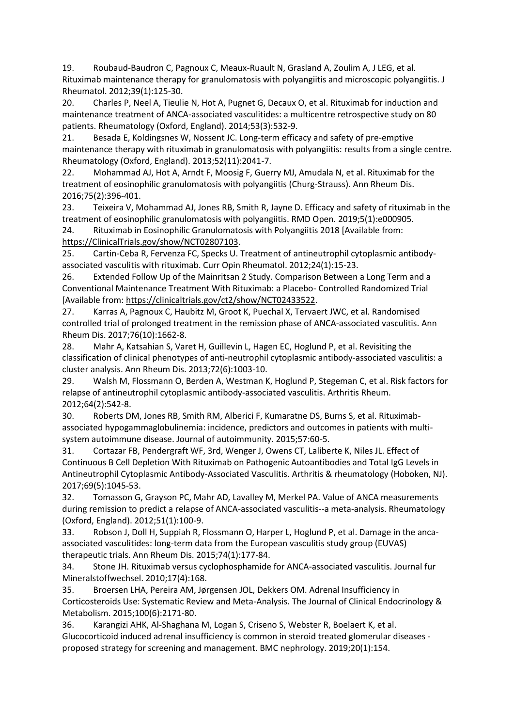19. Roubaud-Baudron C, Pagnoux C, Meaux-Ruault N, Grasland A, Zoulim A, J LEG, et al. Rituximab maintenance therapy for granulomatosis with polyangiitis and microscopic polyangiitis. J Rheumatol. 2012;39(1):125-30.

20. Charles P, Neel A, Tieulie N, Hot A, Pugnet G, Decaux O, et al. Rituximab for induction and maintenance treatment of ANCA-associated vasculitides: a multicentre retrospective study on 80 patients. Rheumatology (Oxford, England). 2014;53(3):532-9.

21. Besada E, Koldingsnes W, Nossent JC. Long-term efficacy and safety of pre-emptive maintenance therapy with rituximab in granulomatosis with polyangiitis: results from a single centre. Rheumatology (Oxford, England). 2013;52(11):2041-7.

22. Mohammad AJ, Hot A, Arndt F, Moosig F, Guerry MJ, Amudala N, et al. Rituximab for the treatment of eosinophilic granulomatosis with polyangiitis (Churg-Strauss). Ann Rheum Dis. 2016;75(2):396-401.

23. Teixeira V, Mohammad AJ, Jones RB, Smith R, Jayne D. Efficacy and safety of rituximab in the treatment of eosinophilic granulomatosis with polyangiitis. RMD Open. 2019;5(1):e000905.

24. Rituximab in Eosinophilic Granulomatosis with Polyangiitis 2018 [Available from: https://ClinicalTrials.gov/show/NCT02807103.

25. Cartin-Ceba R, Fervenza FC, Specks U. Treatment of antineutrophil cytoplasmic antibody-associated vasculitis with rituximab. Curr Opin Rheumatol. 2012;24(1):15-23.

26. Extended Follow Up of the Mainritsan 2 Study. Comparison Between a Long Term and a Conventional Maintenance Treatment With Rituximab: a Placebo- Controlled Randomized Trial [Available from: https://clinicaltrials.gov/ct2/show/NCT02433522.

27. Karras A, Pagnoux C, Haubitz M, Groot K, Puechal X, Tervaert JWC, et al. Randomised controlled trial of prolonged treatment in the remission phase of ANCA-associated vasculitis. Ann Rheum Dis. 2017;76(10):1662-8.

28. Mahr A, Katsahian S, Varet H, Guillevin L, Hagen EC, Hoglund P, et al. Revisiting the classification of clinical phenotypes of anti-neutrophil cytoplasmic antibody-associated vasculitis: a cluster analysis. Ann Rheum Dis. 2013;72(6):1003-10.

29. Walsh M, Flossmann O, Berden A, Westman K, Hoglund P, Stegeman C, et al. Risk factors for relapse of antineutrophil cytoplasmic antibody-associated vasculitis. Arthritis Rheum. 2012;64(2):542-8.

30. Roberts DM, Jones RB, Smith RM, Alberici F, Kumaratne DS, Burns S, et al. Rituximab-associated hypogammaglobulinemia: incidence, predictors and outcomes in patients with multi-system autoimmune disease. Journal of autoimmunity. 2015;57:60-5.

31. Cortazar FB, Pendergraft WF, 3rd, Wenger J, Owens CT, Laliberte K, Niles JL. Effect of Continuous B Cell Depletion With Rituximab on Pathogenic Autoantibodies and Total IgG Levels in Antineutrophil Cytoplasmic Antibody-Associated Vasculitis. Arthritis & rheumatology (Hoboken, NJ). 2017;69(5):1045-53.

32. Tomasson G, Grayson PC, Mahr AD, Lavalley M, Merkel PA. Value of ANCA measurements during remission to predict a relapse of ANCA-associated vasculitis--a meta-analysis. Rheumatology (Oxford, England). 2012;51(1):100-9.

33. Robson J, Doll H, Suppiah R, Flossmann O, Harper L, Hoglund P, et al. Damage in the anca-associated vasculitides: long-term data from the European vasculitis study group (EUVAS) therapeutic trials. Ann Rheum Dis. 2015;74(1):177-84.

34. Stone JH. Rituximab versus cyclophosphamide for ANCA-associated vasculitis. Journal fur Mineralstoffwechsel. 2010;17(4):168.

35. Broersen LHA, Pereira AM, Jørgensen JOL, Dekkers OM. Adrenal Insufficiency in Corticosteroids Use: Systematic Review and Meta-Analysis. The Journal of Clinical Endocrinology & Metabolism. 2015;100(6):2171-80.

36. Karangizi AHK, Al-Shaghana M, Logan S, Criseno S, Webster R, Boelaert K, et al. Glucocorticoid induced adrenal insufficiency is common in steroid treated glomerular diseases - proposed strategy for screening and management. BMC nephrology. 2019;20(1):154.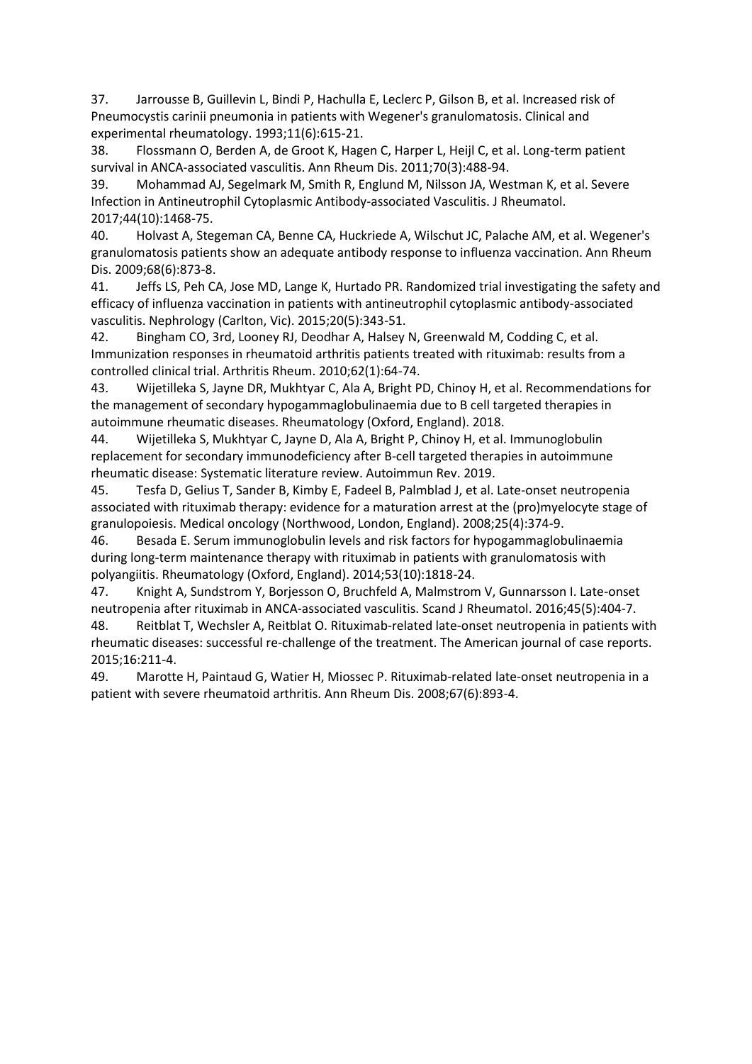37. Jarrousse B, Guillevin L, Bindi P, Hachulla E, Leclerc P, Gilson B, et al. Increased risk of Pneumocystis carinii pneumonia in patients with Wegener's granulomatosis. Clinical and experimental rheumatology. 1993;11(6):615-21.

38. Flossmann O, Berden A, de Groot K, Hagen C, Harper L, Heijl C, et al. Long-term patient survival in ANCA-associated vasculitis. Ann Rheum Dis. 2011;70(3):488-94.

39. Mohammad AJ, Segelmark M, Smith R, Englund M, Nilsson JA, Westman K, et al. Severe Infection in Antineutrophil Cytoplasmic Antibody-associated Vasculitis. J Rheumatol. 2017;44(10):1468-75.

40. Holvast A, Stegeman CA, Benne CA, Huckriede A, Wilschut JC, Palache AM, et al. Wegener's granulomatosis patients show an adequate antibody response to influenza vaccination. Ann Rheum Dis. 2009;68(6):873-8.

41. Jeffs LS, Peh CA, Jose MD, Lange K, Hurtado PR. Randomized trial investigating the safety and efficacy of influenza vaccination in patients with antineutrophil cytoplasmic antibody-associated vasculitis. Nephrology (Carlton, Vic). 2015;20(5):343-51.

42. Bingham CO, 3rd, Looney RJ, Deodhar A, Halsey N, Greenwald M, Codding C, et al. Immunization responses in rheumatoid arthritis patients treated with rituximab: results from a controlled clinical trial. Arthritis Rheum. 2010;62(1):64-74.

43. Wijetilleka S, Jayne DR, Mukhtyar C, Ala A, Bright PD, Chinoy H, et al. Recommendations for the management of secondary hypogammaglobulinaemia due to B cell targeted therapies in autoimmune rheumatic diseases. Rheumatology (Oxford, England). 2018.

44. Wijetilleka S, Mukhtyar C, Jayne D, Ala A, Bright P, Chinoy H, et al. Immunoglobulin replacement for secondary immunodeficiency after B-cell targeted therapies in autoimmune rheumatic disease: Systematic literature review. Autoimmun Rev. 2019.

45. Tesfa D, Gelius T, Sander B, Kimby E, Fadeel B, Palmblad J, et al. Late-onset neutropenia associated with rituximab therapy: evidence for a maturation arrest at the (pro)myelocyte stage of granulopoiesis. Medical oncology (Northwood, London, England). 2008;25(4):374-9.

46. Besada E. Serum immunoglobulin levels and risk factors for hypogammaglobulinaemia during long-term maintenance therapy with rituximab in patients with granulomatosis with polyangiitis. Rheumatology (Oxford, England). 2014;53(10):1818-24.

47. Knight A, Sundstrom Y, Borjesson O, Bruchfeld A, Malmstrom V, Gunnarsson I. Late-onset neutropenia after rituximab in ANCA-associated vasculitis. Scand J Rheumatol. 2016;45(5):404-7.

48. Reitblat T, Wechsler A, Reitblat O. Rituximab-related late-onset neutropenia in patients with rheumatic diseases: successful re-challenge of the treatment. The American journal of case reports. 2015;16:211-4.

49. Marotte H, Paintaud G, Watier H, Miossec P. Rituximab-related late-onset neutropenia in a patient with severe rheumatoid arthritis. Ann Rheum Dis. 2008;67(6):893-4.